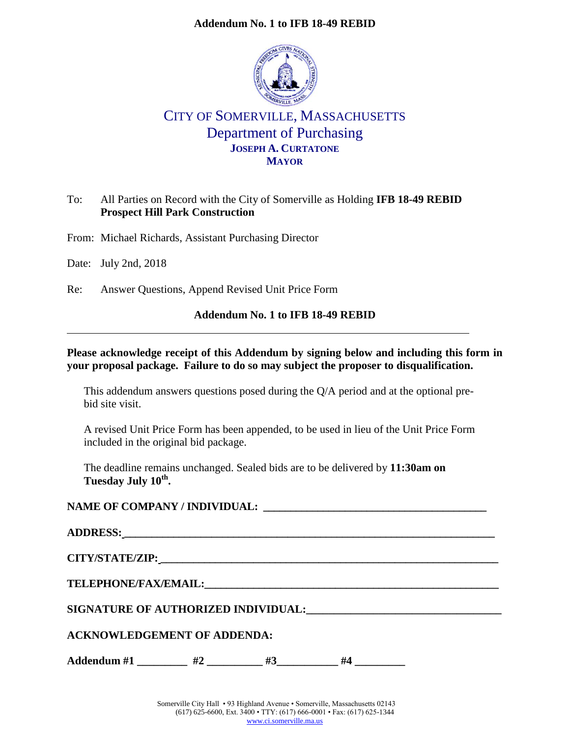# Addendum No. 1 to IFB 18-49 REBID

CITY OF SOMERVILLE, MASSACHUSETTS
Department of Purchasing
**JOSEPH A. CURTATONE**
**MAYOR**

To: All Parties on Record with the City of Somerville as Holding **IFB 18-49 REBID Prospect Hill Park Construction**

From: Michael Richards, Assistant Purchasing Director

Date: July 2nd, 2018

Re: Answer Questions, Append Revised Unit Price Form

## Addendum No. 1 to IFB 18-49 REBID

---

**Please acknowledge receipt of this Addendum by signing below and including this form in your proposal package. Failure to do so may subject the proposer to disqualification.**

This addendum answers questions posed during the Q/A period and at the optional pre-bid site visit.

A revised Unit Price Form has been appended, to be used in lieu of the Unit Price Form included in the original bid package.

The deadline remains unchanged. Sealed bids are to be delivered by **11:30am on Tuesday July 10th.**

**NAME OF COMPANY / INDIVIDUAL:** ________________________________________

**ADDRESS:** ________________________________________________________________

**CITY/STATE/ZIP:** __________________________________________________________

**TELEPHONE/FAX/EMAIL:** ____________________________________________________

**SIGNATURE OF AUTHORIZED INDIVIDUAL:** _________________________________

**ACKNOWLEDGEMENT OF ADDENDA:**

**Addendum #1** _________ **#2** __________ **#3** ___________ **#4** _________

Somerville City Hall • 93 Highland Avenue • Somerville, Massachusetts 02143
(617) 625-6600, Ext. 3400 • TTY: (617) 666-0001 • Fax: (617) 625-1344
www.ci.somerville.ma.us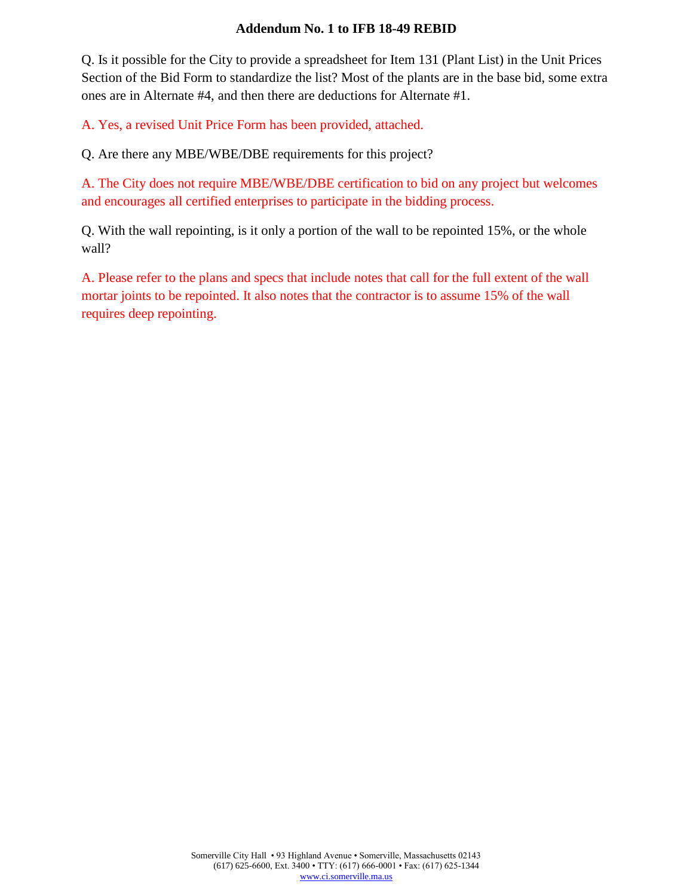**Addendum No. 1 to IFB 18-49 REBID**

Q. Is it possible for the City to provide a spreadsheet for Item 131 (Plant List) in the Unit Prices Section of the Bid Form to standardize the list? Most of the plants are in the base bid, some extra ones are in Alternate #4, and then there are deductions for Alternate #1.

A. Yes, a revised Unit Price Form has been provided, attached.

Q. Are there any MBE/WBE/DBE requirements for this project?

A. The City does not require MBE/WBE/DBE certification to bid on any project but welcomes and encourages all certified enterprises to participate in the bidding process.

Q. With the wall repointing, is it only a portion of the wall to be repointed 15%, or the whole wall?

A. Please refer to the plans and specs that include notes that call for the full extent of the wall mortar joints to be repointed. It also notes that the contractor is to assume 15% of the wall requires deep repointing.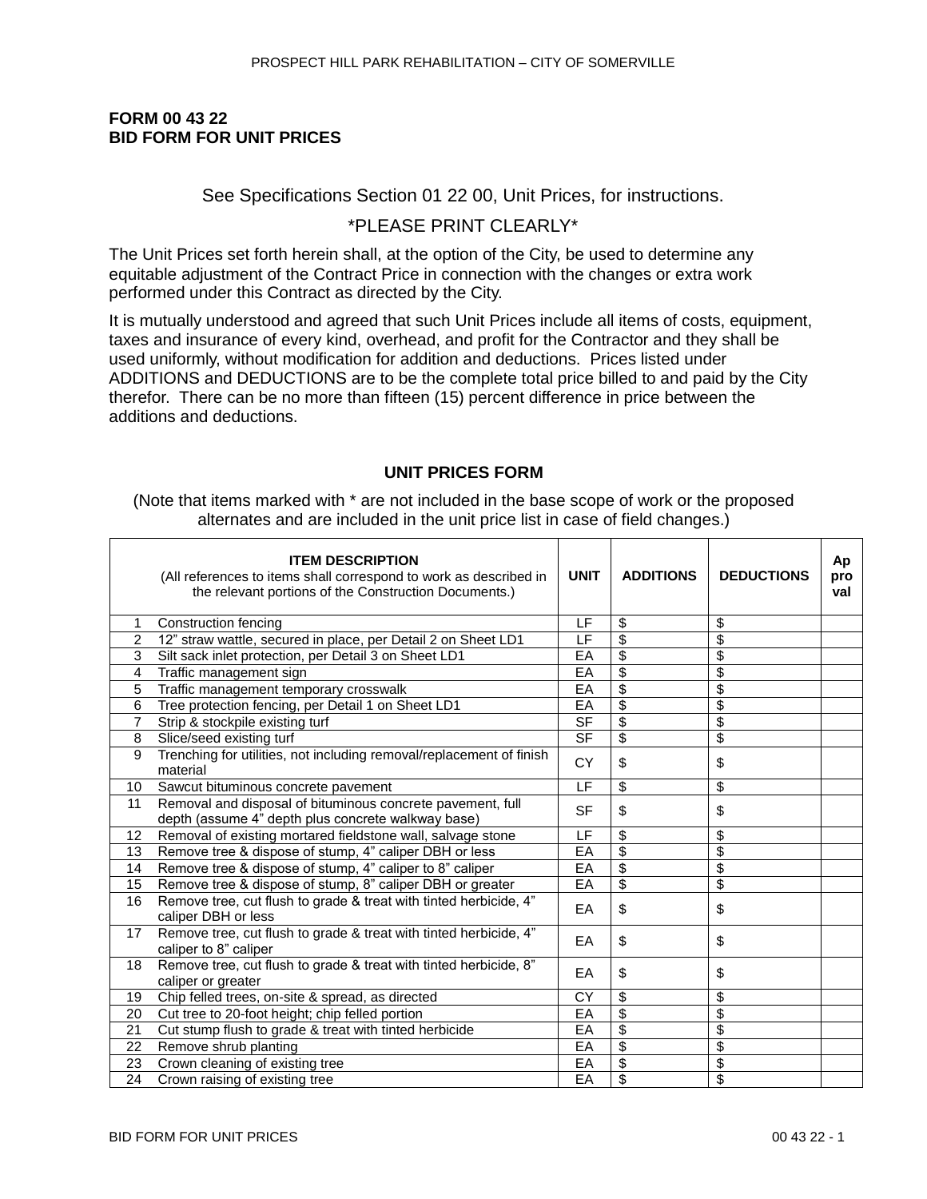**FORM 00 43 22**
**BID FORM FOR UNIT PRICES**

See Specifications Section 01 22 00, Unit Prices, for instructions.

*PLEASE PRINT CLEARLY*

The Unit Prices set forth herein shall, at the option of the City, be used to determine any equitable adjustment of the Contract Price in connection with the changes or extra work performed under this Contract as directed by the City.

It is mutually understood and agreed that such Unit Prices include all items of costs, equipment, taxes and insurance of every kind, overhead, and profit for the Contractor and they shall be used uniformly, without modification for addition and deductions. Prices listed under ADDITIONS and DEDUCTIONS are to be the complete total price billed to and paid by the City therefor. There can be no more than fifteen (15) percent difference in price between the additions and deductions.

### UNIT PRICES FORM

(Note that items marked with * are not included in the base scope of work or the proposed alternates and are included in the unit price list in case of field changes.)

| | ITEM DESCRIPTION (All references to items shall correspond to work as described in the relevant portions of the Construction Documents.) | UNIT | ADDITIONS | DEDUCTIONS | Approval |
|---|---|---|---|---|---|
| 1 | Construction fencing | LF | $ | $ | |
| 2 | 12" straw wattle, secured in place, per Detail 2 on Sheet LD1 | LF | $ | $ | |
| 3 | Silt sack inlet protection, per Detail 3 on Sheet LD1 | EA | $ | $ | |
| 4 | Traffic management sign | EA | $ | $ | |
| 5 | Traffic management temporary crosswalk | EA | $ | $ | |
| 6 | Tree protection fencing, per Detail 1 on Sheet LD1 | EA | $ | $ | |
| 7 | Strip & stockpile existing turf | SF | $ | $ | |
| 8 | Slice/seed existing turf | SF | $ | $ | |
| 9 | Trenching for utilities, not including removal/replacement of finish material | CY | $ | $ | |
| 10 | Sawcut bituminous concrete pavement | LF | $ | $ | |
| 11 | Removal and disposal of bituminous concrete pavement, full depth (assume 4" depth plus concrete walkway base) | SF | $ | $ | |
| 12 | Removal of existing mortared fieldstone wall, salvage stone | LF | $ | $ | |
| 13 | Remove tree & dispose of stump, 4" caliper DBH or less | EA | $ | $ | |
| 14 | Remove tree & dispose of stump, 4" caliper to 8" caliper | EA | $ | $ | |
| 15 | Remove tree & dispose of stump, 8" caliper DBH or greater | EA | $ | $ | |
| 16 | Remove tree, cut flush to grade & treat with tinted herbicide, 4" caliper DBH or less | EA | $ | $ | |
| 17 | Remove tree, cut flush to grade & treat with tinted herbicide, 4" caliper to 8" caliper | EA | $ | $ | |
| 18 | Remove tree, cut flush to grade & treat with tinted herbicide, 8" caliper or greater | EA | $ | $ | |
| 19 | Chip felled trees, on-site & spread, as directed | CY | $ | $ | |
| 20 | Cut tree to 20-foot height; chip felled portion | EA | $ | $ | |
| 21 | Cut stump flush to grade & treat with tinted herbicide | EA | $ | $ | |
| 22 | Remove shrub planting | EA | $ | $ | |
| 23 | Crown cleaning of existing tree | EA | $ | $ | |
| 24 | Crown raising of existing tree | EA | $ | $ | |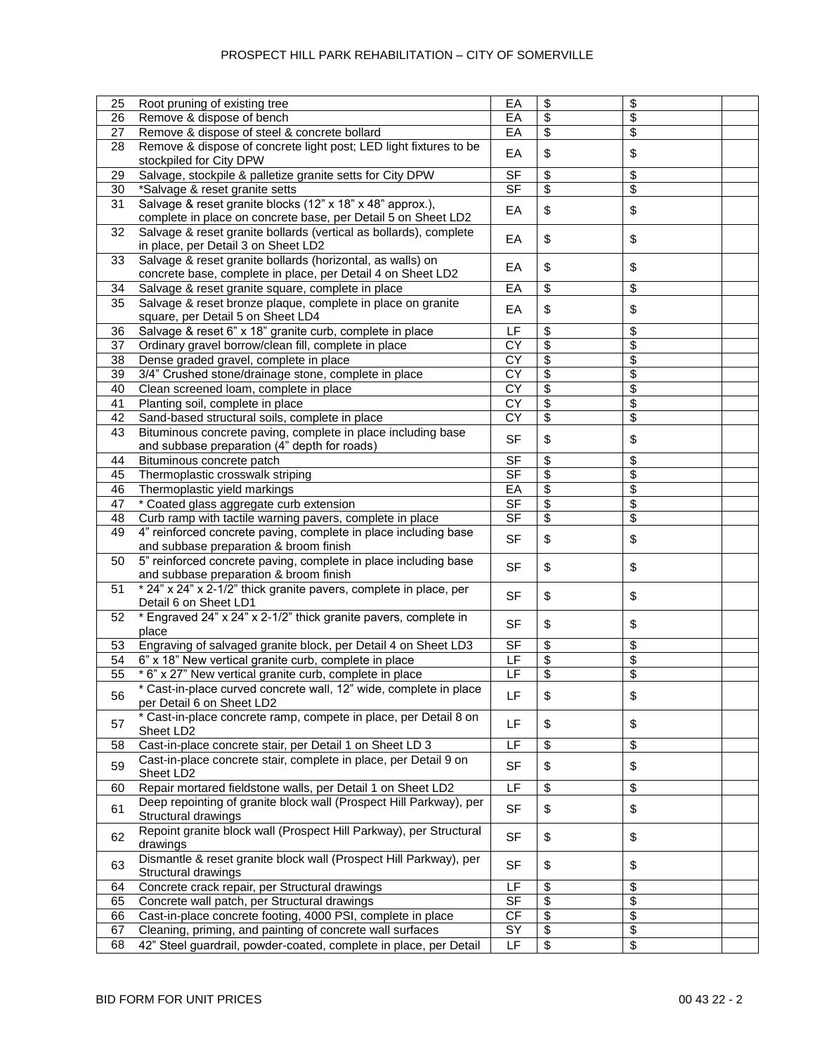| | | | | | |
|---|---|---|---|---|---|
| 25 | Root pruning of existing tree | EA | $ | $ | |
| 26 | Remove & dispose of bench | EA | $ | $ | |
| 27 | Remove & dispose of steel & concrete bollard | EA | $ | $ | |
| 28 | Remove & dispose of concrete light post; LED light fixtures to be stockpiled for City DPW | EA | $ | $ | |
| 29 | Salvage, stockpile & palletize granite setts for City DPW | SF | $ | $ | |
| 30 | *Salvage & reset granite setts | SF | $ | $ | |
| 31 | Salvage & reset granite blocks (12" x 18" x 48" approx.), complete in place on concrete base, per Detail 5 on Sheet LD2 | EA | $ | $ | |
| 32 | Salvage & reset granite bollards (vertical as bollards), complete in place, per Detail 3 on Sheet LD2 | EA | $ | $ | |
| 33 | Salvage & reset granite bollards (horizontal, as walls) on concrete base, complete in place, per Detail 4 on Sheet LD2 | EA | $ | $ | |
| 34 | Salvage & reset granite square, complete in place | EA | $ | $ | |
| 35 | Salvage & reset bronze plaque, complete in place on granite square, per Detail 5 on Sheet LD4 | EA | $ | $ | |
| 36 | Salvage & reset 6" x 18" granite curb, complete in place | LF | $ | $ | |
| 37 | Ordinary gravel borrow/clean fill, complete in place | CY | $ | $ | |
| 38 | Dense graded gravel, complete in place | CY | $ | $ | |
| 39 | 3/4" Crushed stone/drainage stone, complete in place | CY | $ | $ | |
| 40 | Clean screened loam, complete in place | CY | $ | $ | |
| 41 | Planting soil, complete in place | CY | $ | $ | |
| 42 | Sand-based structural soils, complete in place | CY | $ | $ | |
| 43 | Bituminous concrete paving, complete in place including base and subbase preparation (4" depth for roads) | SF | $ | $ | |
| 44 | Bituminous concrete patch | SF | $ | $ | |
| 45 | Thermoplastic crosswalk striping | SF | $ | $ | |
| 46 | Thermoplastic yield markings | EA | $ | $ | |
| 47 | * Coated glass aggregate curb extension | SF | $ | $ | |
| 48 | Curb ramp with tactile warning pavers, complete in place | SF | $ | $ | |
| 49 | 4" reinforced concrete paving, complete in place including base and subbase preparation & broom finish | SF | $ | $ | |
| 50 | 5" reinforced concrete paving, complete in place including base and subbase preparation & broom finish | SF | $ | $ | |
| 51 | * 24" x 24" x 2-1/2" thick granite pavers, complete in place, per Detail 6 on Sheet LD1 | SF | $ | $ | |
| 52 | * Engraved 24" x 24" x 2-1/2" thick granite pavers, complete in place | SF | $ | $ | |
| 53 | Engraving of salvaged granite block, per Detail 4 on Sheet LD3 | SF | $ | $ | |
| 54 | 6" x 18" New vertical granite curb, complete in place | LF | $ | $ | |
| 55 | * 6" x 27" New vertical granite curb, complete in place | LF | $ | $ | |
| 56 | * Cast-in-place curved concrete wall, 12" wide, complete in place per Detail 6 on Sheet LD2 | LF | $ | $ | |
| 57 | * Cast-in-place concrete ramp, compete in place, per Detail 8 on Sheet LD2 | LF | $ | $ | |
| 58 | Cast-in-place concrete stair, per Detail 1 on Sheet LD 3 | LF | $ | $ | |
| 59 | Cast-in-place concrete stair, complete in place, per Detail 9 on Sheet LD2 | SF | $ | $ | |
| 60 | Repair mortared fieldstone walls, per Detail 1 on Sheet LD2 | LF | $ | $ | |
| 61 | Deep repointing of granite block wall (Prospect Hill Parkway), per Structural drawings | SF | $ | $ | |
| 62 | Repoint granite block wall (Prospect Hill Parkway), per Structural drawings | SF | $ | $ | |
| 63 | Dismantle & reset granite block wall (Prospect Hill Parkway), per Structural drawings | SF | $ | $ | |
| 64 | Concrete crack repair, per Structural drawings | LF | $ | $ | |
| 65 | Concrete wall patch, per Structural drawings | SF | $ | $ | |
| 66 | Cast-in-place concrete footing, 4000 PSI, complete in place | CF | $ | $ | |
| 67 | Cleaning, priming, and painting of concrete wall surfaces | SY | $ | $ | |
| 68 | 42" Steel guardrail, powder-coated, complete in place, per Detail | LF | $ | $ | |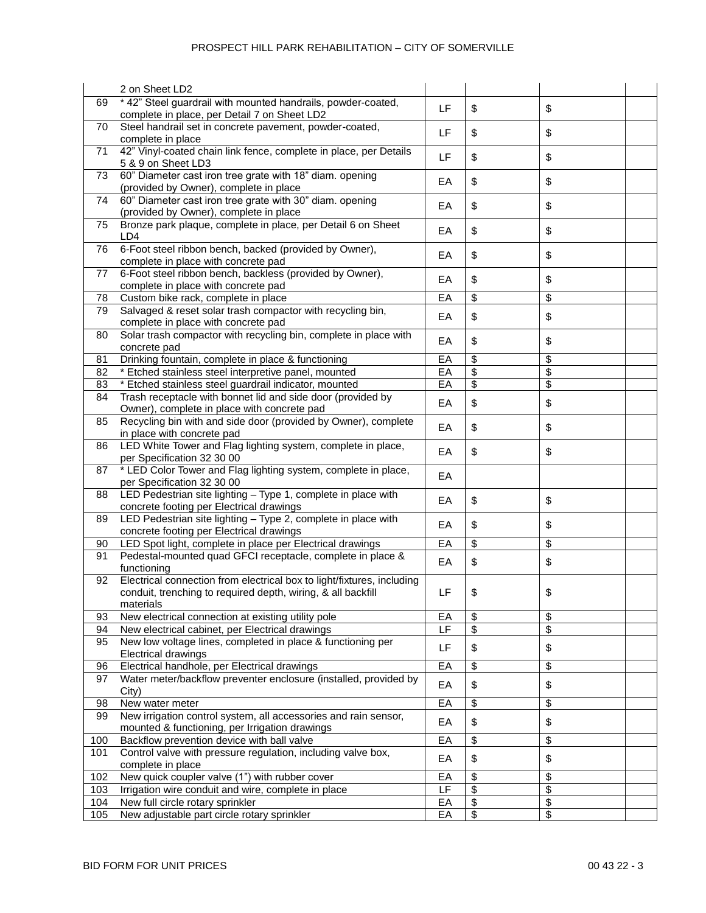| | | | | | |
|---|---|---|---|---|---|
| | 2 on Sheet LD2 | | | | |
| 69 | * 42" Steel guardrail with mounted handrails, powder-coated, complete in place, per Detail 7 on Sheet LD2 | LF | $ | $ | |
| 70 | Steel handrail set in concrete pavement, powder-coated, complete in place | LF | $ | $ | |
| 71 | 42" Vinyl-coated chain link fence, complete in place, per Details 5 & 9 on Sheet LD3 | LF | $ | $ | |
| 73 | 60" Diameter cast iron tree grate with 18" diam. opening (provided by Owner), complete in place | EA | $ | $ | |
| 74 | 60" Diameter cast iron tree grate with 30" diam. opening (provided by Owner), complete in place | EA | $ | $ | |
| 75 | Bronze park plaque, complete in place, per Detail 6 on Sheet LD4 | EA | $ | $ | |
| 76 | 6-Foot steel ribbon bench, backed (provided by Owner), complete in place with concrete pad | EA | $ | $ | |
| 77 | 6-Foot steel ribbon bench, backless (provided by Owner), complete in place with concrete pad | EA | $ | $ | |
| 78 | Custom bike rack, complete in place | EA | $ | $ | |
| 79 | Salvaged & reset solar trash compactor with recycling bin, complete in place with concrete pad | EA | $ | $ | |
| 80 | Solar trash compactor with recycling bin, complete in place with concrete pad | EA | $ | $ | |
| 81 | Drinking fountain, complete in place & functioning | EA | $ | $ | |
| 82 | * Etched stainless steel interpretive panel, mounted | EA | $ | $ | |
| 83 | * Etched stainless steel guardrail indicator, mounted | EA | $ | $ | |
| 84 | Trash receptacle with bonnet lid and side door (provided by Owner), complete in place with concrete pad | EA | $ | $ | |
| 85 | Recycling bin with and side door (provided by Owner), complete in place with concrete pad | EA | $ | $ | |
| 86 | LED White Tower and Flag lighting system, complete in place, per Specification 32 30 00 | EA | $ | $ | |
| 87 | * LED Color Tower and Flag lighting system, complete in place, per Specification 32 30 00 | EA | | | |
| 88 | LED Pedestrian site lighting – Type 1, complete in place with concrete footing per Electrical drawings | EA | $ | $ | |
| 89 | LED Pedestrian site lighting – Type 2, complete in place with concrete footing per Electrical drawings | EA | $ | $ | |
| 90 | LED Spot light, complete in place per Electrical drawings | EA | $ | $ | |
| 91 | Pedestal-mounted quad GFCI receptacle, complete in place & functioning | EA | $ | $ | |
| 92 | Electrical connection from electrical box to light/fixtures, including conduit, trenching to required depth, wiring, & all backfill materials | LF | $ | $ | |
| 93 | New electrical connection at existing utility pole | EA | $ | $ | |
| 94 | New electrical cabinet, per Electrical drawings | LF | $ | $ | |
| 95 | New low voltage lines, completed in place & functioning per Electrical drawings | LF | $ | $ | |
| 96 | Electrical handhole, per Electrical drawings | EA | $ | $ | |
| 97 | Water meter/backflow preventer enclosure (installed, provided by City) | EA | $ | $ | |
| 98 | New water meter | EA | $ | $ | |
| 99 | New irrigation control system, all accessories and rain sensor, mounted & functioning, per Irrigation drawings | EA | $ | $ | |
| 100 | Backflow prevention device with ball valve | EA | $ | $ | |
| 101 | Control valve with pressure regulation, including valve box, complete in place | EA | $ | $ | |
| 102 | New quick coupler valve (1") with rubber cover | EA | $ | $ | |
| 103 | Irrigation wire conduit and wire, complete in place | LF | $ | $ | |
| 104 | New full circle rotary sprinkler | EA | $ | $ | |
| 105 | New adjustable part circle rotary sprinkler | EA | $ | $ | |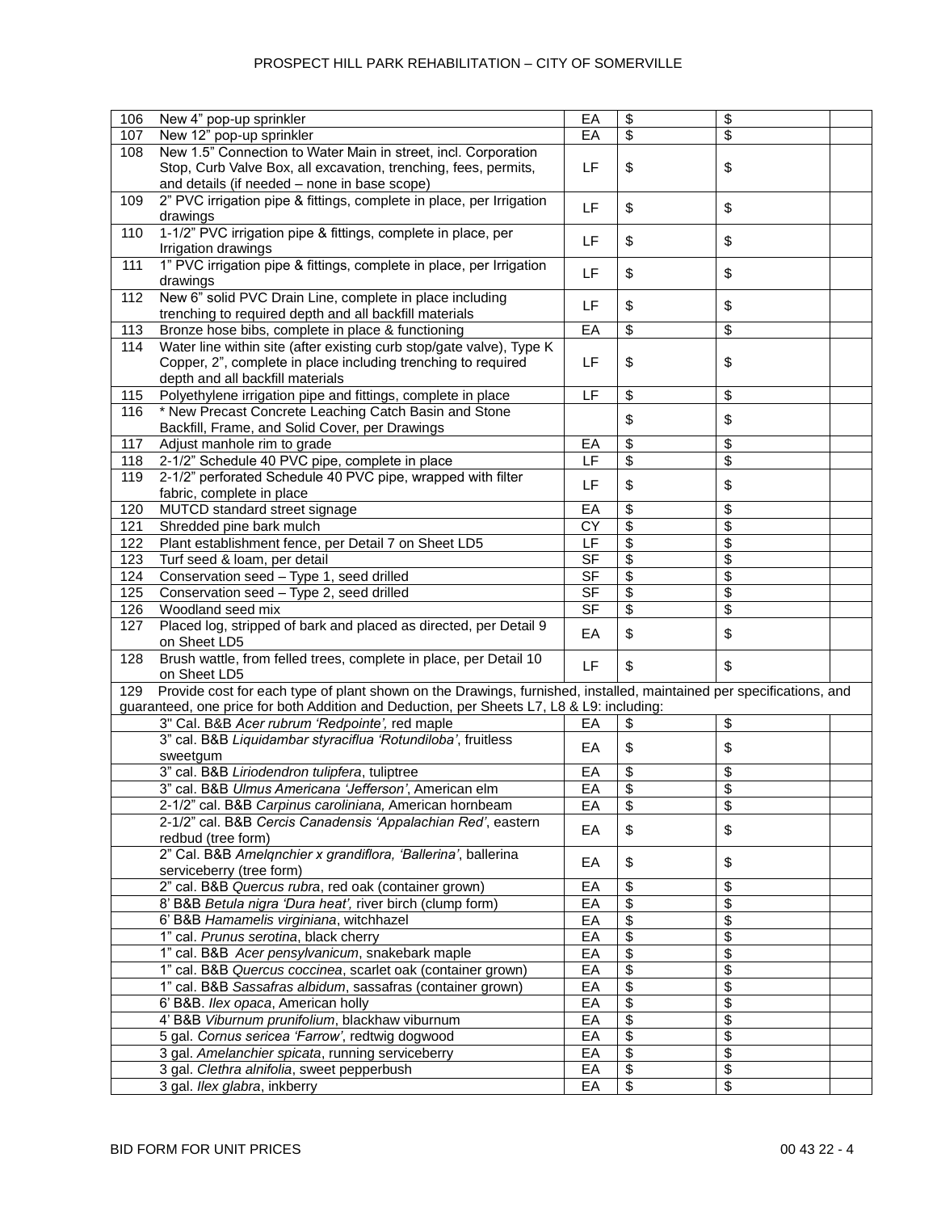| | | | | | |
|---|---|---|---|---|---|
| 106 | New 4" pop-up sprinkler | EA | $ | $ | |
| 107 | New 12" pop-up sprinkler | EA | $ | $ | |
| 108 | New 1.5" Connection to Water Main in street, incl. Corporation Stop, Curb Valve Box, all excavation, trenching, fees, permits, and details (if needed – none in base scope) | LF | $ | $ | |
| 109 | 2" PVC irrigation pipe & fittings, complete in place, per Irrigation drawings | LF | $ | $ | |
| 110 | 1-1/2" PVC irrigation pipe & fittings, complete in place, per Irrigation drawings | LF | $ | $ | |
| 111 | 1" PVC irrigation pipe & fittings, complete in place, per Irrigation drawings | LF | $ | $ | |
| 112 | New 6" solid PVC Drain Line, complete in place including trenching to required depth and all backfill materials | LF | $ | $ | |
| 113 | Bronze hose bibs, complete in place & functioning | EA | $ | $ | |
| 114 | Water line within site (after existing curb stop/gate valve), Type K Copper, 2", complete in place including trenching to required depth and all backfill materials | LF | $ | $ | |
| 115 | Polyethylene irrigation pipe and fittings, complete in place | LF | $ | $ | |
| 116 | * New Precast Concrete Leaching Catch Basin and Stone Backfill, Frame, and Solid Cover, per Drawings | | $ | $ | |
| 117 | Adjust manhole rim to grade | EA | $ | $ | |
| 118 | 2-1/2" Schedule 40 PVC pipe, complete in place | LF | $ | $ | |
| 119 | 2-1/2" perforated Schedule 40 PVC pipe, wrapped with filter fabric, complete in place | LF | $ | $ | |
| 120 | MUTCD standard street signage | EA | $ | $ | |
| 121 | Shredded pine bark mulch | CY | $ | $ | |
| 122 | Plant establishment fence, per Detail 7 on Sheet LD5 | LF | $ | $ | |
| 123 | Turf seed & loam, per detail | SF | $ | $ | |
| 124 | Conservation seed – Type 1, seed drilled | SF | $ | $ | |
| 125 | Conservation seed – Type 2, seed drilled | SF | $ | $ | |
| 126 | Woodland seed mix | SF | $ | $ | |
| 127 | Placed log, stripped of bark and placed as directed, per Detail 9 on Sheet LD5 | EA | $ | $ | |
| 128 | Brush wattle, from felled trees, complete in place, per Detail 10 on Sheet LD5 | LF | $ | $ | |
| 129 | Provide cost for each type of plant shown on the Drawings, furnished, installed, maintained per specifications, and guaranteed, one price for both Addition and Deduction, per Sheets L7, L8 & L9: including: | | | | |
| | 3" Cal. B&B *Acer rubrum 'Redpointe',* red maple | EA | $ | $ | |
| | 3" cal. B&B *Liquidambar styraciflua 'Rotundiloba'*, fruitless sweetgum | EA | $ | $ | |
| | 3" cal. B&B *Liriodendron tulipfera*, tuliptree | EA | $ | $ | |
| | 3" cal. B&B *Ulmus Americana 'Jefferson'*, American elm | EA | $ | $ | |
| | 2-1/2" cal. B&B *Carpinus caroliniana,* American hornbeam | EA | $ | $ | |
| | 2-1/2" cal. B&B *Cercis Canadensis 'Appalachian Red'*, eastern redbud (tree form) | EA | $ | $ | |
| | 2" Cal. B&B *Amelqnchier x grandiflora, 'Ballerina'*, ballerina serviceberry (tree form) | EA | $ | $ | |
| | 2" cal. B&B *Quercus rubra*, red oak (container grown) | EA | $ | $ | |
| | 8' B&B *Betula nigra 'Dura heat',* river birch (clump form) | EA | $ | $ | |
| | 6' B&B *Hamamelis virginiana*, witchhazel | EA | $ | $ | |
| | 1" cal. *Prunus serotina*, black cherry | EA | $ | $ | |
| | 1" cal. B&B *Acer pensylvanicum*, snakebark maple | EA | $ | $ | |
| | 1" cal. B&B *Quercus coccinea*, scarlet oak (container grown) | EA | $ | $ | |
| | 1" cal. B&B *Sassafras albidum*, sassafras (container grown) | EA | $ | $ | |
| | 6' B&B. *Ilex opaca*, American holly | EA | $ | $ | |
| | 4' B&B *Viburnum prunifolium*, blackhaw viburnum | EA | $ | $ | |
| | 5 gal. *Cornus sericea 'Farrow'*, redtwig dogwood | EA | $ | $ | |
| | 3 gal. *Amelanchier spicata*, running serviceberry | EA | $ | $ | |
| | 3 gal. *Clethra alnifolia*, sweet pepperbush | EA | $ | $ | |
| | 3 gal. *Ilex glabra*, inkberry | EA | $ | $ | |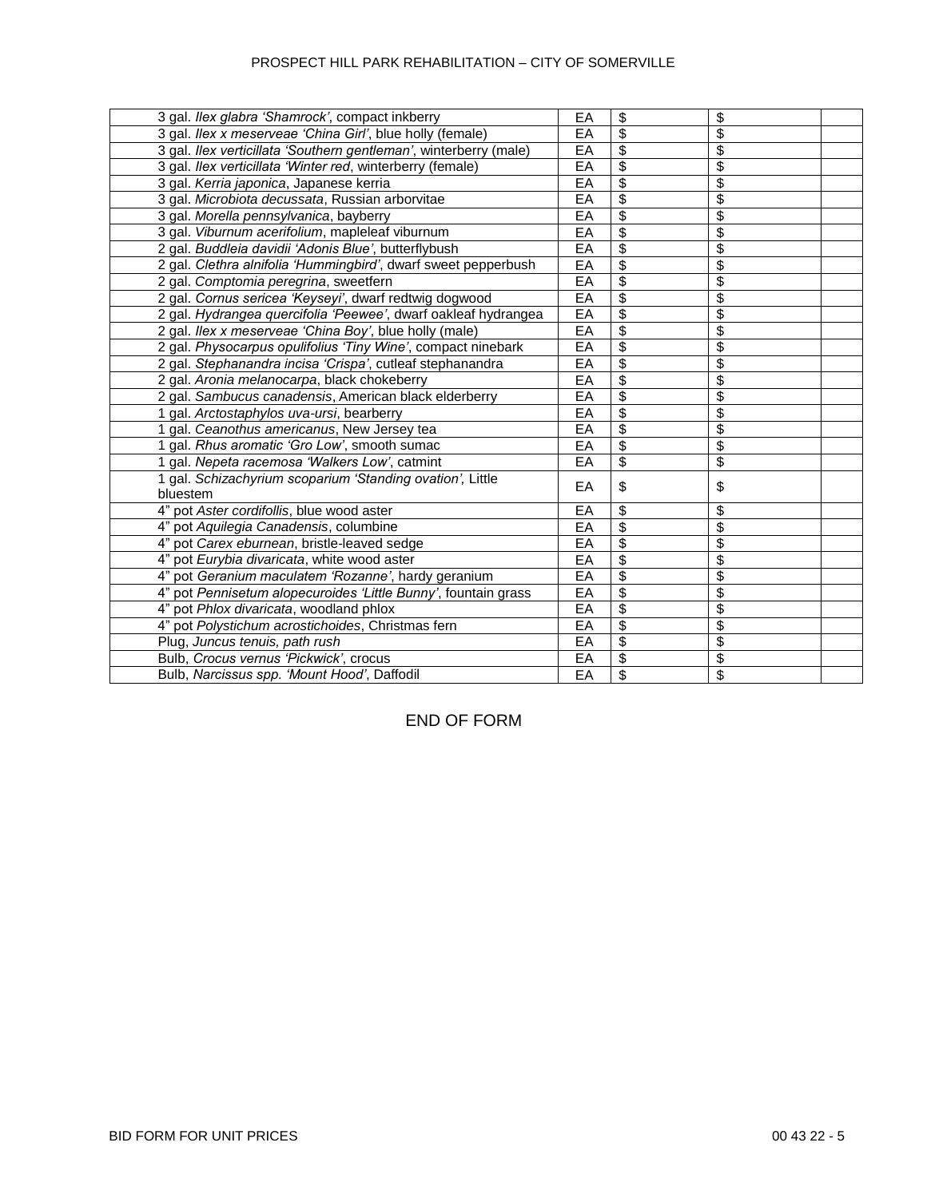| | | | | |
|---|---|---|---|---|
| 3 gal. *Ilex glabra 'Shamrock'*, compact inkberry | EA | $ | $ | |
| 3 gal. *Ilex x meserveae 'China Girl'*, blue holly (female) | EA | $ | $ | |
| 3 gal. *Ilex verticillata 'Southern gentleman'*, winterberry (male) | EA | $ | $ | |
| 3 gal. *Ilex verticillata 'Winter red*, winterberry (female) | EA | $ | $ | |
| 3 gal. *Kerria japonica*, Japanese kerria | EA | $ | $ | |
| 3 gal. *Microbiota decussata*, Russian arborvitae | EA | $ | $ | |
| 3 gal. *Morella pennsylvanica*, bayberry | EA | $ | $ | |
| 3 gal. *Viburnum acerifolium*, mapleleaf viburnum | EA | $ | $ | |
| 2 gal. *Buddleia davidii 'Adonis Blue'*, butterflybush | EA | $ | $ | |
| 2 gal. *Clethra alnifolia 'Hummingbird'*, dwarf sweet pepperbush | EA | $ | $ | |
| 2 gal. *Comptomia peregrina*, sweetfern | EA | $ | $ | |
| 2 gal. *Cornus sericea 'Keyseyi'*, dwarf redtwig dogwood | EA | $ | $ | |
| 2 gal. *Hydrangea quercifolia 'Peewee'*, dwarf oakleaf hydrangea | EA | $ | $ | |
| 2 gal. *Ilex x meserveae 'China Boy'*, blue holly (male) | EA | $ | $ | |
| 2 gal. *Physocarpus opulifolius 'Tiny Wine'*, compact ninebark | EA | $ | $ | |
| 2 gal. *Stephanandra incisa 'Crispa'*, cutleaf stephanandra | EA | $ | $ | |
| 2 gal. *Aronia melanocarpa*, black chokeberry | EA | $ | $ | |
| 2 gal. *Sambucus canadensis*, American black elderberry | EA | $ | $ | |
| 1 gal. *Arctostaphylos uva-ursi*, bearberry | EA | $ | $ | |
| 1 gal. *Ceanothus americanus*, New Jersey tea | EA | $ | $ | |
| 1 gal. *Rhus aromatic 'Gro Low'*, smooth sumac | EA | $ | $ | |
| 1 gal. *Nepeta racemosa 'Walkers Low'*, catmint | EA | $ | $ | |
| 1 gal. *Schizachyrium scoparium 'Standing ovation',* Little bluestem | EA | $ | $ | |
| 4" pot *Aster cordifollis*, blue wood aster | EA | $ | $ | |
| 4" pot *Aquilegia Canadensis*, columbine | EA | $ | $ | |
| 4" pot *Carex eburnean*, bristle-leaved sedge | EA | $ | $ | |
| 4" pot *Eurybia divaricata*, white wood aster | EA | $ | $ | |
| 4" pot *Geranium maculatem 'Rozanne'*, hardy geranium | EA | $ | $ | |
| 4" pot *Pennisetum alopecuroides 'Little Bunny'*, fountain grass | EA | $ | $ | |
| 4" pot *Phlox divaricata*, woodland phlox | EA | $ | $ | |
| 4" pot *Polystichum acrostichoides*, Christmas fern | EA | $ | $ | |
| Plug, *Juncus tenuis, path rush* | EA | $ | $ | |
| Bulb, *Crocus vernus 'Pickwick'*, crocus | EA | $ | $ | |
| Bulb, *Narcissus spp. 'Mount Hood'*, Daffodil | EA | $ | $ | |

END OF FORM